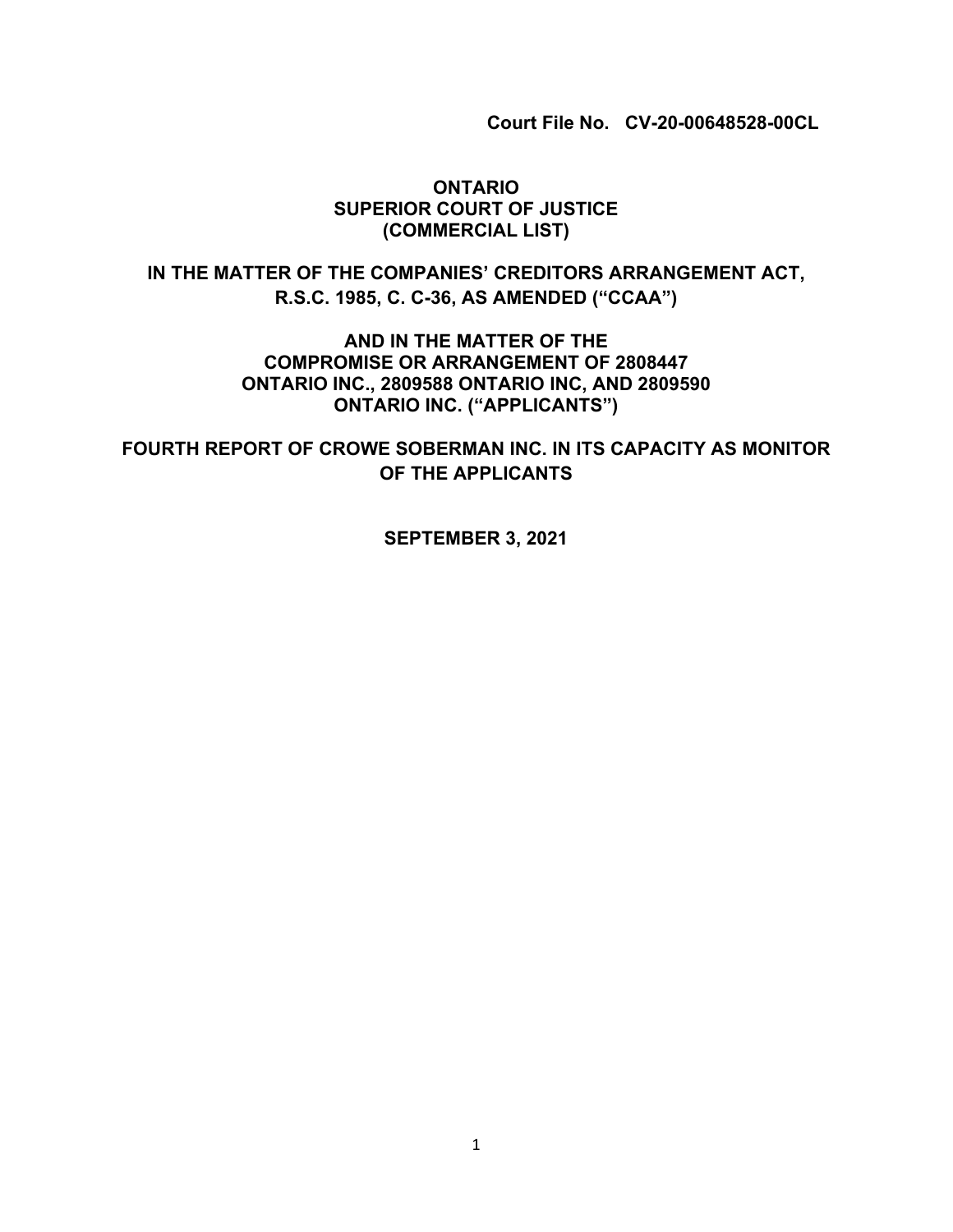**Court File No. CV-20-00648528-00CL**

**ONTARIO**
**SUPERIOR COURT OF JUSTICE**
**(COMMERCIAL LIST)**

**IN THE MATTER OF THE COMPANIES' CREDITORS ARRANGEMENT ACT, R.S.C. 1985, C. C-36, AS AMENDED ("CCAA")**

**AND IN THE MATTER OF THE COMPROMISE OR ARRANGEMENT OF 2808447 ONTARIO INC., 2809588 ONTARIO INC, AND 2809590 ONTARIO INC. ("APPLICANTS")**

# FOURTH REPORT OF CROWE SOBERMAN INC. IN ITS CAPACITY AS MONITOR OF THE APPLICANTS

**SEPTEMBER 3, 2021**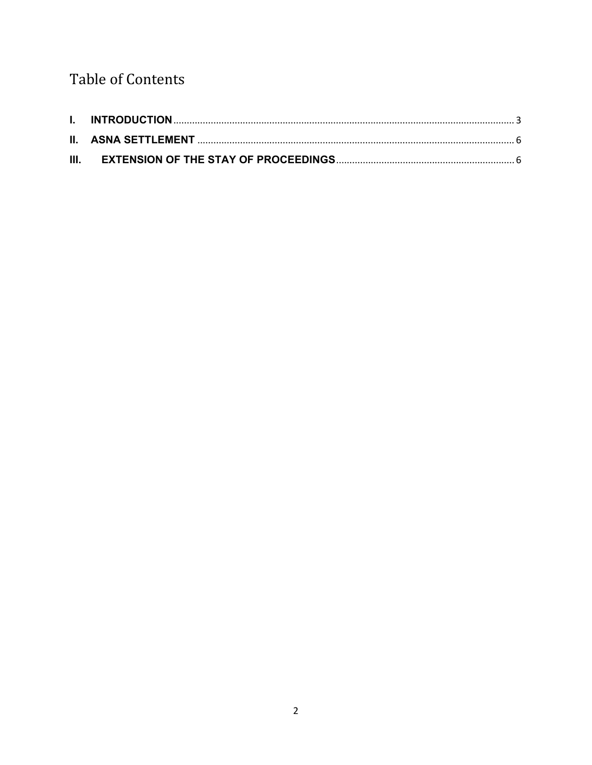# Table of Contents

I. **INTRODUCTION** ........................................................................................................................ 3

II. **ASNA SETTLEMENT** ................................................................................................................ 6

III. **EXTENSION OF THE STAY OF PROCEEDINGS** ........................................................................ 6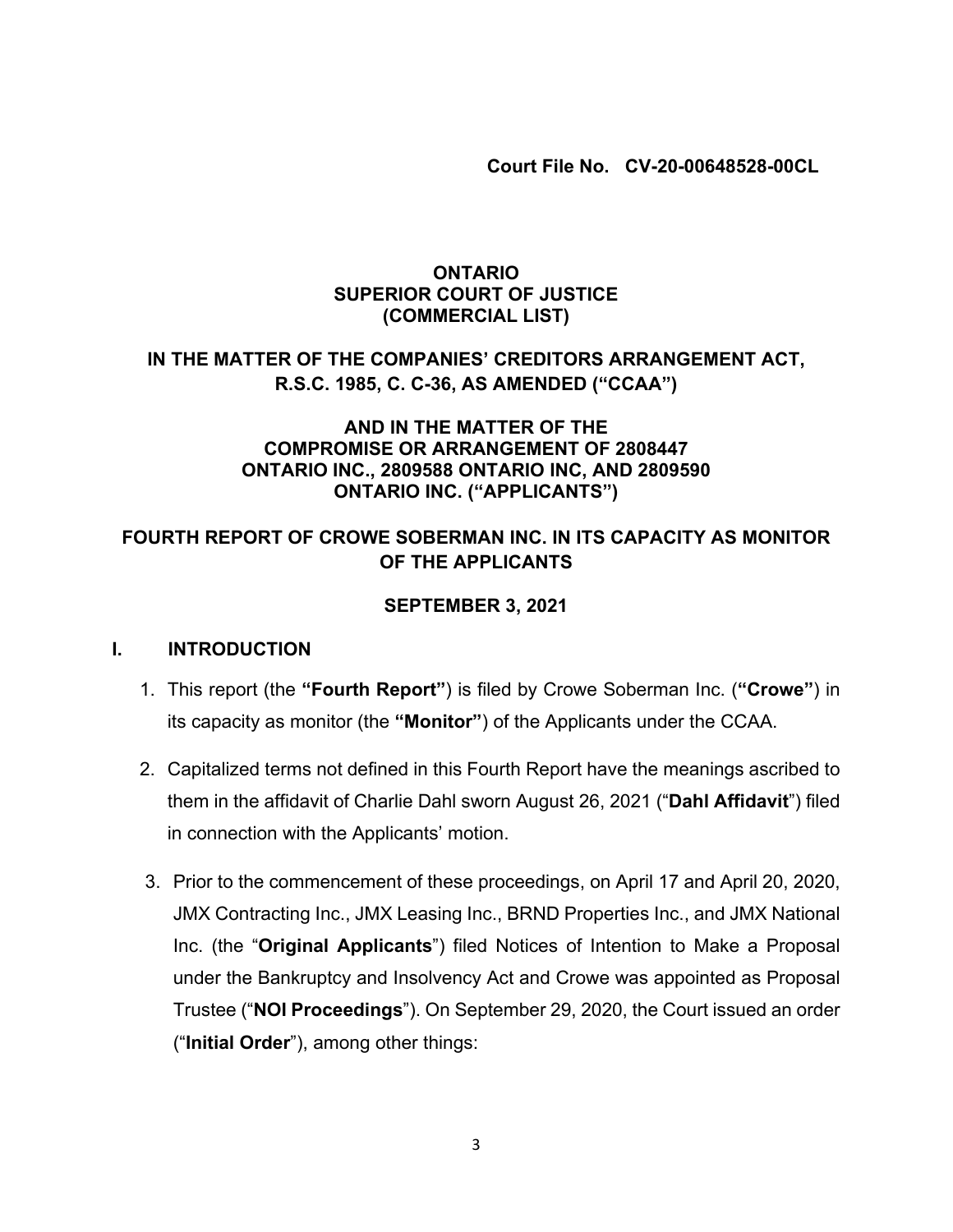**Court File No. CV-20-00648528-00CL**

**ONTARIO**
**SUPERIOR COURT OF JUSTICE**
**(COMMERCIAL LIST)**

**IN THE MATTER OF THE COMPANIES' CREDITORS ARRANGEMENT ACT, R.S.C. 1985, C. C-36, AS AMENDED ("CCAA")**

**AND IN THE MATTER OF THE COMPROMISE OR ARRANGEMENT OF 2808447 ONTARIO INC., 2809588 ONTARIO INC, AND 2809590 ONTARIO INC. ("APPLICANTS")**

**FOURTH REPORT OF CROWE SOBERMAN INC. IN ITS CAPACITY AS MONITOR OF THE APPLICANTS**

**SEPTEMBER 3, 2021**

## I. INTRODUCTION

1. This report (the **"Fourth Report"**) is filed by Crowe Soberman Inc. (**"Crowe"**) in its capacity as monitor (the **"Monitor"**) of the Applicants under the CCAA.
2. Capitalized terms not defined in this Fourth Report have the meanings ascribed to them in the affidavit of Charlie Dahl sworn August 26, 2021 ("**Dahl Affidavit**") filed in connection with the Applicants' motion.
3. Prior to the commencement of these proceedings, on April 17 and April 20, 2020, JMX Contracting Inc., JMX Leasing Inc., BRND Properties Inc., and JMX National Inc. (the "**Original Applicants**") filed Notices of Intention to Make a Proposal under the Bankruptcy and Insolvency Act and Crowe was appointed as Proposal Trustee ("**NOI Proceedings**"). On September 29, 2020, the Court issued an order ("**Initial Order**"), among other things: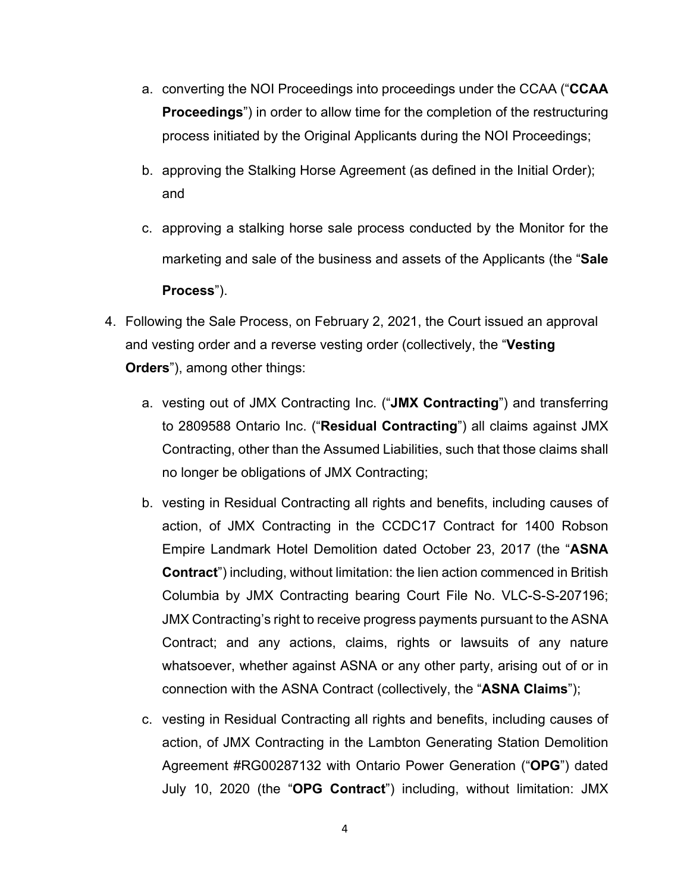a. converting the NOI Proceedings into proceedings under the CCAA ("**CCAA Proceedings**") in order to allow time for the completion of the restructuring process initiated by the Original Applicants during the NOI Proceedings;

b. approving the Stalking Horse Agreement (as defined in the Initial Order); and

c. approving a stalking horse sale process conducted by the Monitor for the marketing and sale of the business and assets of the Applicants (the "**Sale Process**").

4. Following the Sale Process, on February 2, 2021, the Court issued an approval and vesting order and a reverse vesting order (collectively, the "**Vesting Orders**"), among other things:

   a. vesting out of JMX Contracting Inc. ("**JMX Contracting**") and transferring to 2809588 Ontario Inc. ("**Residual Contracting**") all claims against JMX Contracting, other than the Assumed Liabilities, such that those claims shall no longer be obligations of JMX Contracting;

   b. vesting in Residual Contracting all rights and benefits, including causes of action, of JMX Contracting in the CCDC17 Contract for 1400 Robson Empire Landmark Hotel Demolition dated October 23, 2017 (the "**ASNA Contract**") including, without limitation: the lien action commenced in British Columbia by JMX Contracting bearing Court File No. VLC-S-S-207196; JMX Contracting's right to receive progress payments pursuant to the ASNA Contract; and any actions, claims, rights or lawsuits of any nature whatsoever, whether against ASNA or any other party, arising out of or in connection with the ASNA Contract (collectively, the "**ASNA Claims**");

   c. vesting in Residual Contracting all rights and benefits, including causes of action, of JMX Contracting in the Lambton Generating Station Demolition Agreement #RG00287132 with Ontario Power Generation ("**OPG**") dated July 10, 2020 (the "**OPG Contract**") including, without limitation: JMX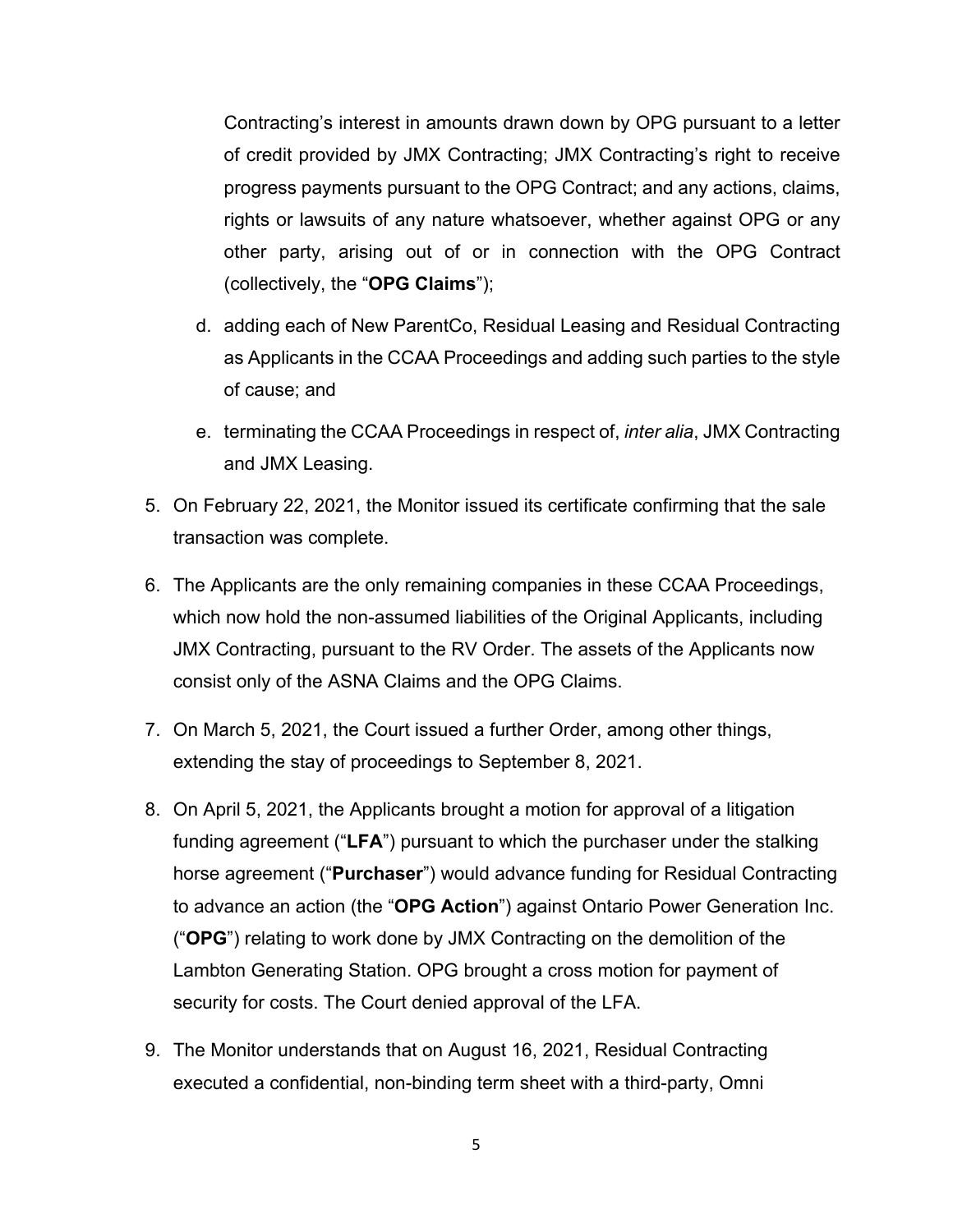Contracting's interest in amounts drawn down by OPG pursuant to a letter of credit provided by JMX Contracting; JMX Contracting's right to receive progress payments pursuant to the OPG Contract; and any actions, claims, rights or lawsuits of any nature whatsoever, whether against OPG or any other party, arising out of or in connection with the OPG Contract (collectively, the "**OPG Claims**");

d. adding each of New ParentCo, Residual Leasing and Residual Contracting as Applicants in the CCAA Proceedings and adding such parties to the style of cause; and

e. terminating the CCAA Proceedings in respect of, *inter alia*, JMX Contracting and JMX Leasing.

5. On February 22, 2021, the Monitor issued its certificate confirming that the sale transaction was complete.

6. The Applicants are the only remaining companies in these CCAA Proceedings, which now hold the non-assumed liabilities of the Original Applicants, including JMX Contracting, pursuant to the RV Order. The assets of the Applicants now consist only of the ASNA Claims and the OPG Claims.

7. On March 5, 2021, the Court issued a further Order, among other things, extending the stay of proceedings to September 8, 2021.

8. On April 5, 2021, the Applicants brought a motion for approval of a litigation funding agreement ("**LFA**") pursuant to which the purchaser under the stalking horse agreement ("**Purchaser**") would advance funding for Residual Contracting to advance an action (the "**OPG Action**") against Ontario Power Generation Inc. ("**OPG**") relating to work done by JMX Contracting on the demolition of the Lambton Generating Station. OPG brought a cross motion for payment of security for costs. The Court denied approval of the LFA.

9. The Monitor understands that on August 16, 2021, Residual Contracting executed a confidential, non-binding term sheet with a third-party, Omni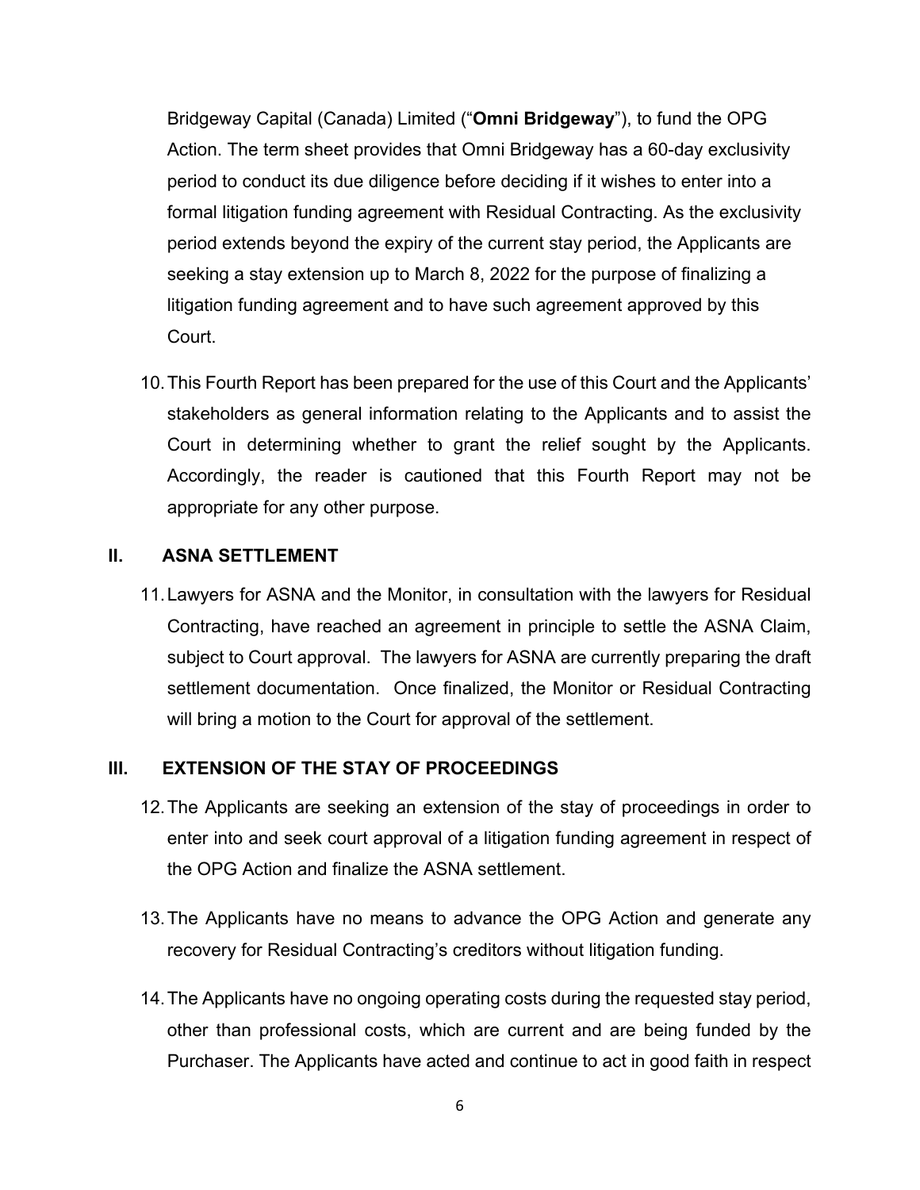Bridgeway Capital (Canada) Limited ("**Omni Bridgeway**"), to fund the OPG Action. The term sheet provides that Omni Bridgeway has a 60-day exclusivity period to conduct its due diligence before deciding if it wishes to enter into a formal litigation funding agreement with Residual Contracting. As the exclusivity period extends beyond the expiry of the current stay period, the Applicants are seeking a stay extension up to March 8, 2022 for the purpose of finalizing a litigation funding agreement and to have such agreement approved by this Court.

10. This Fourth Report has been prepared for the use of this Court and the Applicants' stakeholders as general information relating to the Applicants and to assist the Court in determining whether to grant the relief sought by the Applicants. Accordingly, the reader is cautioned that this Fourth Report may not be appropriate for any other purpose.

## II. ASNA SETTLEMENT

11. Lawyers for ASNA and the Monitor, in consultation with the lawyers for Residual Contracting, have reached an agreement in principle to settle the ASNA Claim, subject to Court approval. The lawyers for ASNA are currently preparing the draft settlement documentation. Once finalized, the Monitor or Residual Contracting will bring a motion to the Court for approval of the settlement.

## III. EXTENSION OF THE STAY OF PROCEEDINGS

12. The Applicants are seeking an extension of the stay of proceedings in order to enter into and seek court approval of a litigation funding agreement in respect of the OPG Action and finalize the ASNA settlement.

13. The Applicants have no means to advance the OPG Action and generate any recovery for Residual Contracting's creditors without litigation funding.

14. The Applicants have no ongoing operating costs during the requested stay period, other than professional costs, which are current and are being funded by the Purchaser. The Applicants have acted and continue to act in good faith in respect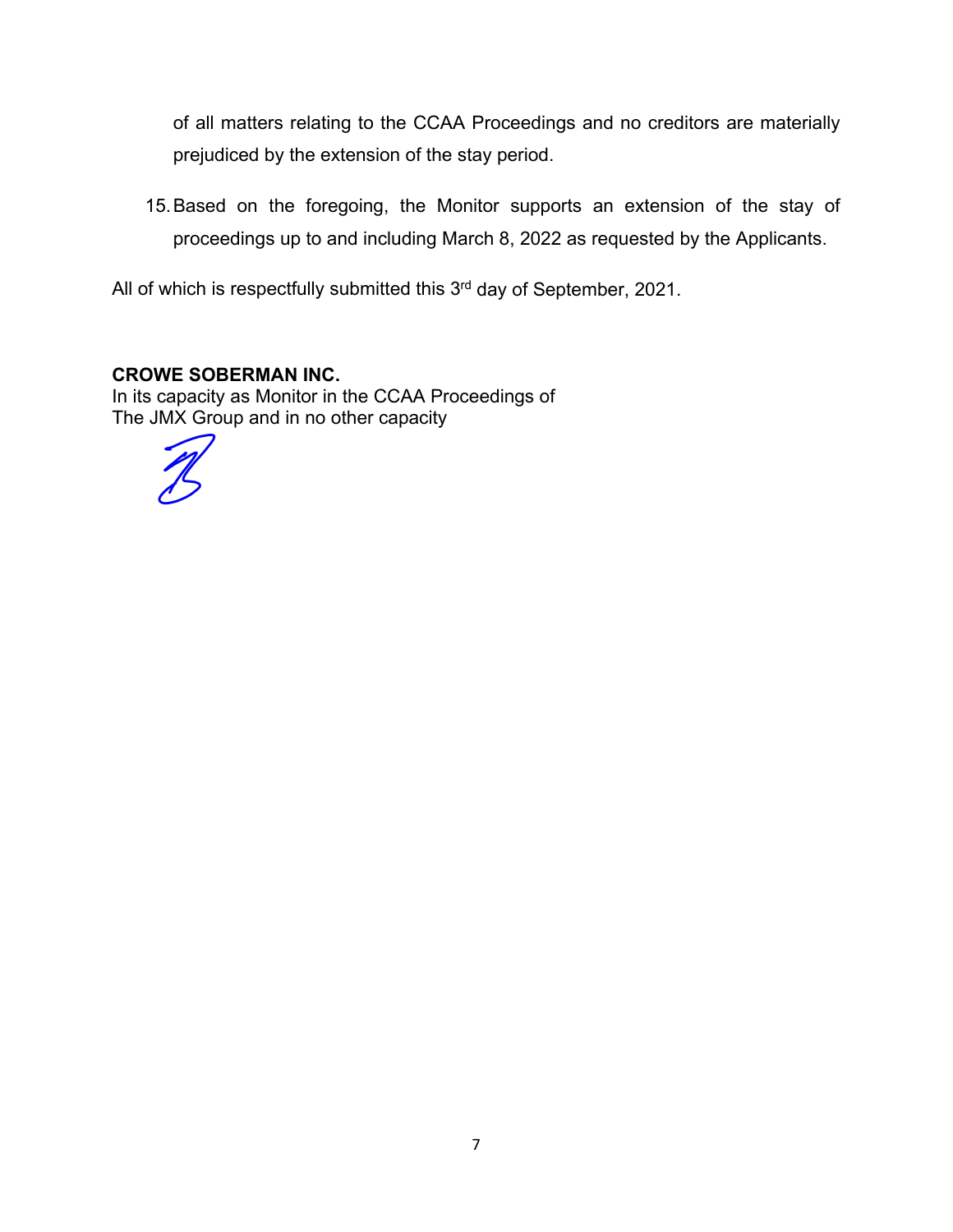of all matters relating to the CCAA Proceedings and no creditors are materially prejudiced by the extension of the stay period.

15. Based on the foregoing, the Monitor supports an extension of the stay of proceedings up to and including March 8, 2022 as requested by the Applicants.

All of which is respectfully submitted this 3rd day of September, 2021.

**CROWE SOBERMAN INC.**
In its capacity as Monitor in the CCAA Proceedings of
The JMX Group and in no other capacity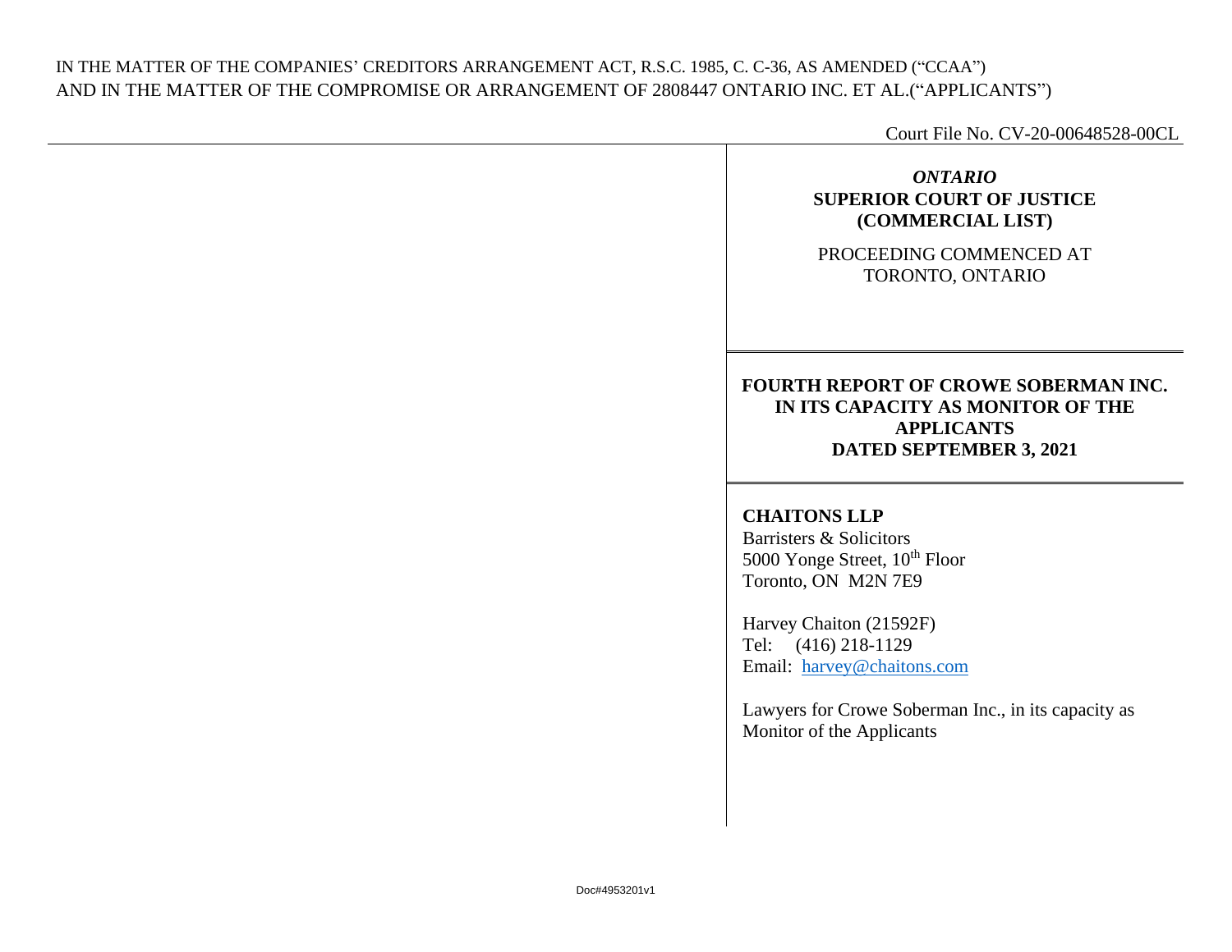IN THE MATTER OF THE COMPANIES' CREDITORS ARRANGEMENT ACT, R.S.C. 1985, C. C-36, AS AMENDED ("CCAA")
AND IN THE MATTER OF THE COMPROMISE OR ARRANGEMENT OF 2808447 ONTARIO INC. ET AL.("APPLICANTS")

Court File No. CV-20-00648528-00CL

***ONTARIO***
**SUPERIOR COURT OF JUSTICE**
**(COMMERCIAL LIST)**

PROCEEDING COMMENCED AT
TORONTO, ONTARIO

**FOURTH REPORT OF CROWE SOBERMAN INC.**
**IN ITS CAPACITY AS MONITOR OF THE APPLICANTS**
**DATED SEPTEMBER 3, 2021**

**CHAITONS LLP**
Barristers & Solicitors
5000 Yonge Street, 10th Floor
Toronto, ON M2N 7E9

Harvey Chaiton (21592F)
Tel: (416) 218-1129
Email: harvey@chaitons.com

Lawyers for Crowe Soberman Inc., in its capacity as Monitor of the Applicants

Doc#4953201v1